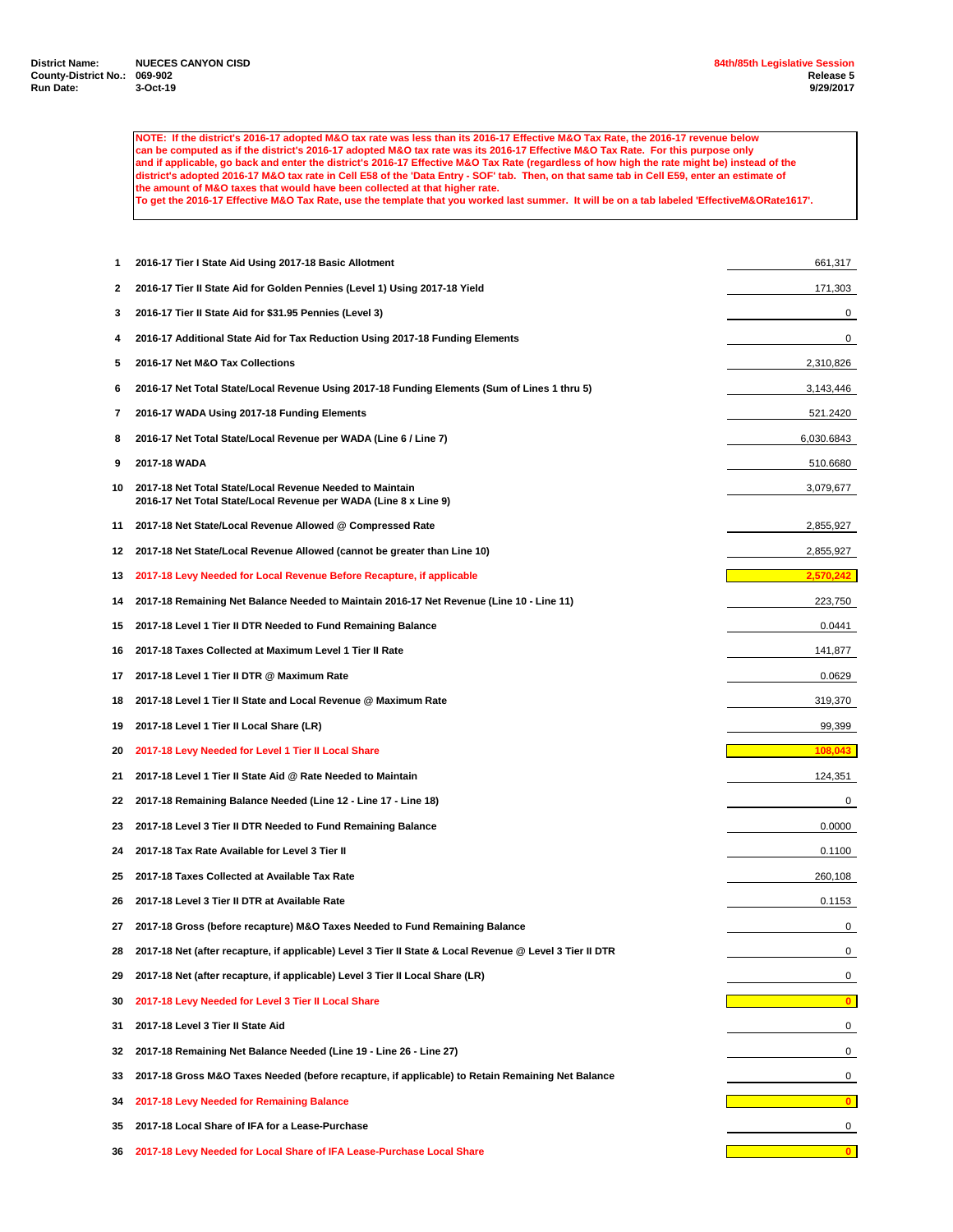**District Name:** NUECES CANYON CISD
**County-District No.:** 069-902
**Run Date:** 3-Oct-19

**84th/85th Legislative Session**
**Release 5**
**9/29/2017**

**NOTE: If the district's 2016-17 adopted M&O tax rate was less than its 2016-17 Effective M&O Tax Rate, the 2016-17 revenue below can be computed as if the district's 2016-17 adopted M&O tax rate was its 2016-17 Effective M&O Tax Rate. For this purpose only and if applicable, go back and enter the district's 2016-17 Effective M&O Tax Rate (regardless of how high the rate might be) instead of the district's adopted 2016-17 M&O tax rate in Cell E58 of the 'Data Entry - SOF' tab. Then, on that same tab in Cell E59, enter an estimate of the amount of M&O taxes that would have been collected at that higher rate.**
**To get the 2016-17 Effective M&O Tax Rate, use the template that you worked last summer. It will be on a tab labeled 'EffectiveM&ORate1617'.**

| Line | Description | Amount |
|---|---|---|
| 1 | 2016-17 Tier I State Aid Using 2017-18 Basic Allotment | 661,317 |
| 2 | 2016-17 Tier II State Aid for Golden Pennies (Level 1) Using 2017-18 Yield | 171,303 |
| 3 | 2016-17 Tier II State Aid for $31.95 Pennies (Level 3) | 0 |
| 4 | 2016-17 Additional State Aid for Tax Reduction Using 2017-18 Funding Elements | 0 |
| 5 | 2016-17 Net M&O Tax Collections | 2,310,826 |
| 6 | 2016-17 Net Total State/Local Revenue Using 2017-18 Funding Elements (Sum of Lines 1 thru 5) | 3,143,446 |
| 7 | 2016-17 WADA Using 2017-18 Funding Elements | 521.2420 |
| 8 | 2016-17 Net Total State/Local Revenue per WADA (Line 6 / Line 7) | 6,030.6843 |
| 9 | 2017-18 WADA | 510.6680 |
| 10 | 2017-18 Net Total State/Local Revenue Needed to Maintain 2016-17 Net Total State/Local Revenue per WADA (Line 8 x Line 9) | 3,079,677 |
| 11 | 2017-18 Net State/Local Revenue Allowed @ Compressed Rate | 2,855,927 |
| 12 | 2017-18 Net State/Local Revenue Allowed (cannot be greater than Line 10) | 2,855,927 |
| 13 | 2017-18 Levy Needed for Local Revenue Before Recapture, if applicable | **2,570,242** |
| 14 | 2017-18 Remaining Net Balance Needed to Maintain 2016-17 Net Revenue (Line 10 - Line 11) | 223,750 |
| 15 | 2017-18 Level 1 Tier II DTR Needed to Fund Remaining Balance | 0.0441 |
| 16 | 2017-18 Taxes Collected at Maximum Level 1 Tier II Rate | 141,877 |
| 17 | 2017-18 Level 1 Tier II DTR @ Maximum Rate | 0.0629 |
| 18 | 2017-18 Level 1 Tier II State and Local Revenue @ Maximum Rate | 319,370 |
| 19 | 2017-18 Level 1 Tier II Local Share (LR) | 99,399 |
| 20 | 2017-18 Levy Needed for Level 1 Tier II Local Share | **108,043** |
| 21 | 2017-18 Level 1 Tier II State Aid @ Rate Needed to Maintain | 124,351 |
| 22 | 2017-18 Remaining Balance Needed (Line 12 - Line 17 - Line 18) | 0 |
| 23 | 2017-18 Level 3 Tier II DTR Needed to Fund Remaining Balance | 0.0000 |
| 24 | 2017-18 Tax Rate Available for Level 3 Tier II | 0.1100 |
| 25 | 2017-18 Taxes Collected at Available Tax Rate | 260,108 |
| 26 | 2017-18 Level 3 Tier II DTR at Available Rate | 0.1153 |
| 27 | 2017-18 Gross (before recapture) M&O Taxes Needed to Fund Remaining Balance | 0 |
| 28 | 2017-18 Net (after recapture, if applicable) Level 3 Tier II State & Local Revenue @ Level 3 Tier II DTR | 0 |
| 29 | 2017-18 Net (after recapture, if applicable) Level 3 Tier II Local Share (LR) | 0 |
| 30 | 2017-18 Levy Needed for Level 3 Tier II Local Share | **0** |
| 31 | 2017-18 Level 3 Tier II State Aid | 0 |
| 32 | 2017-18 Remaining Net Balance Needed (Line 19 - Line 26 - Line 27) | 0 |
| 33 | 2017-18 Gross M&O Taxes Needed (before recapture, if applicable) to Retain Remaining Net Balance | 0 |
| 34 | 2017-18 Levy Needed for Remaining Balance | **0** |
| 35 | 2017-18 Local Share of IFA for a Lease-Purchase | 0 |
| 36 | 2017-18 Levy Needed for Local Share of IFA Lease-Purchase Local Share | **0** |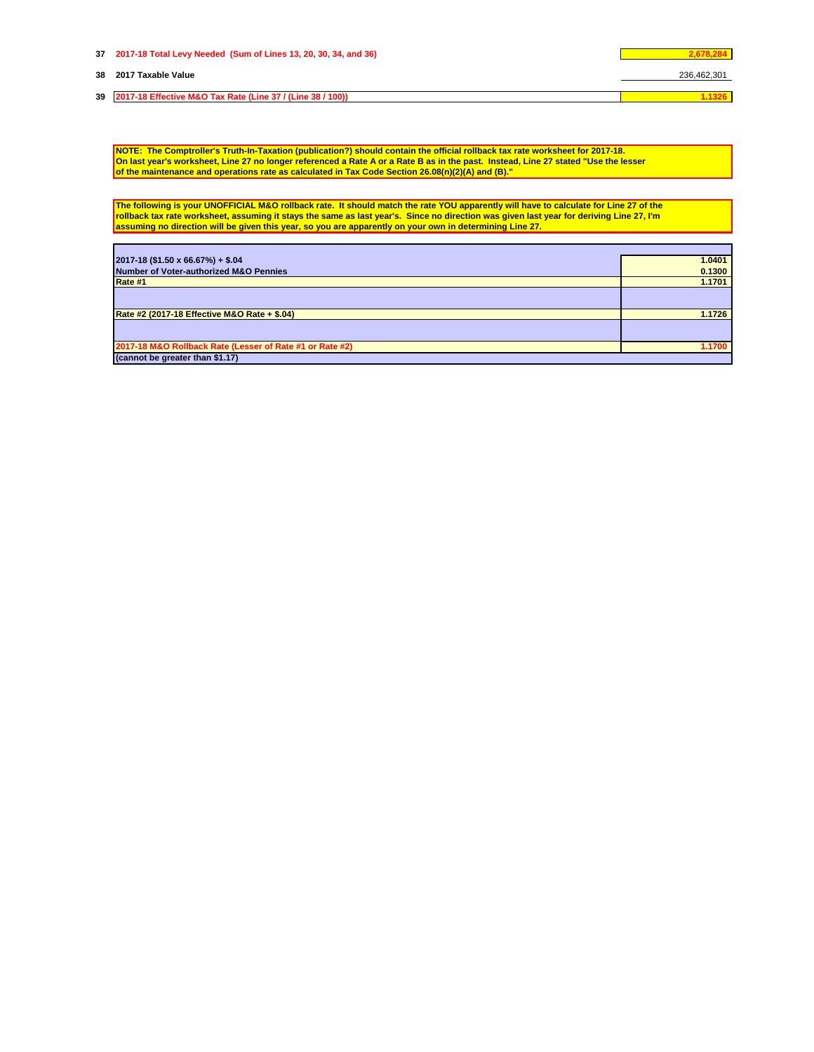| | | |
|---|---|---|
| 37 | 2017-18 Total Levy Needed (Sum of Lines 13, 20, 30, 34, and 36) | 2,678,284 |
| 38 | 2017 Taxable Value | 236,462,301 |
| 39 | 2017-18 Effective M&O Tax Rate (Line 37 / (Line 38 / 100)) | 1.1326 |

**NOTE: The Comptroller's Truth-In-Taxation (publication?) should contain the official rollback tax rate worksheet for 2017-18. On last year's worksheet, Line 27 no longer referenced a Rate A or a Rate B as in the past. Instead, Line 27 stated "Use the lesser of the maintenance and operations rate as calculated in Tax Code Section 26.08(n)(2)(A) and (B)."**

**The following is your UNOFFICIAL M&O rollback rate. It should match the rate YOU apparently will have to calculate for Line 27 of the rollback tax rate worksheet, assuming it stays the same as last year's. Since no direction was given last year for deriving Line 27, I'm assuming no direction will be given this year, so you are apparently on your own in determining Line 27.**

| | |
|---|---|
| 2017-18 ($1.50 x 66.67%) + $.04 | 1.0401 |
| Number of Voter-authorized M&O Pennies | 0.1300 |
| Rate #1 | 1.1701 |
| Rate #2 (2017-18 Effective M&O Rate + $.04) | 1.1726 |
| 2017-18 M&O Rollback Rate (Lesser of Rate #1 or Rate #2) | 1.1700 |
| (cannot be greater than $1.17) | |